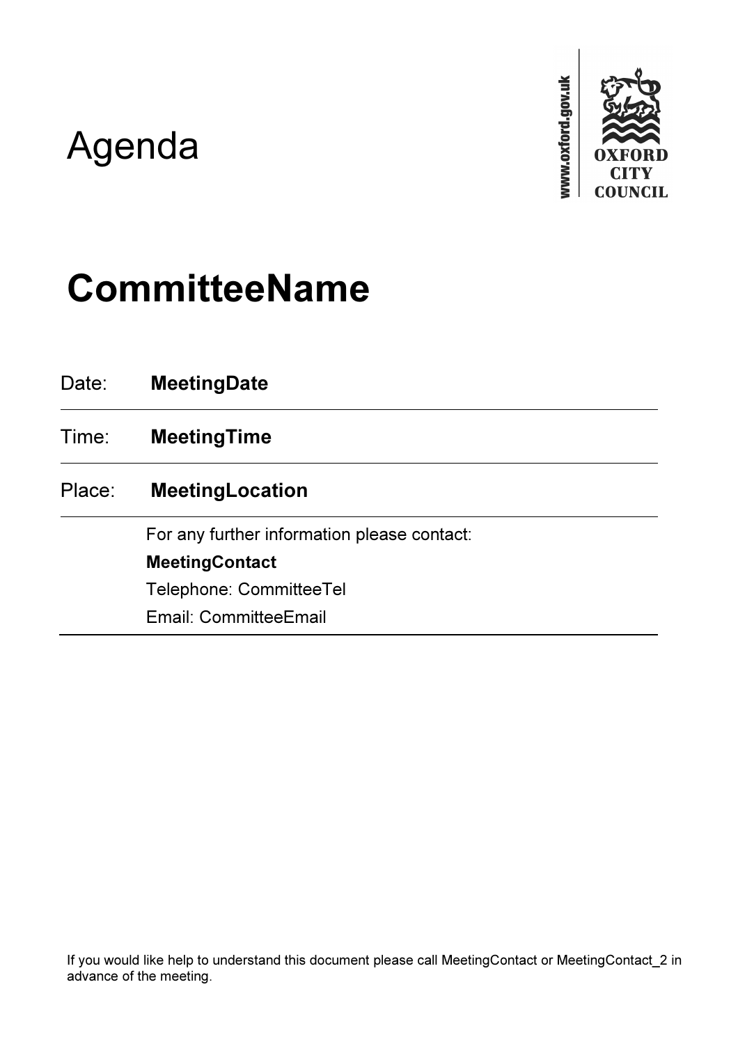# Agenda

www.oxford.gov.uk

OXFORD CITY COUNCIL

# CommitteeName

| | |
|---|---|
| Date: | **MeetingDate** |
| Time: | **MeetingTime** |
| Place: | **MeetingLocation** |
| | For any further information please contact:<br>**MeetingContact**<br>Telephone: CommitteeTel<br>Email: CommitteeEmail |

If you would like help to understand this document please call MeetingContact or MeetingContact_2 in advance of the meeting.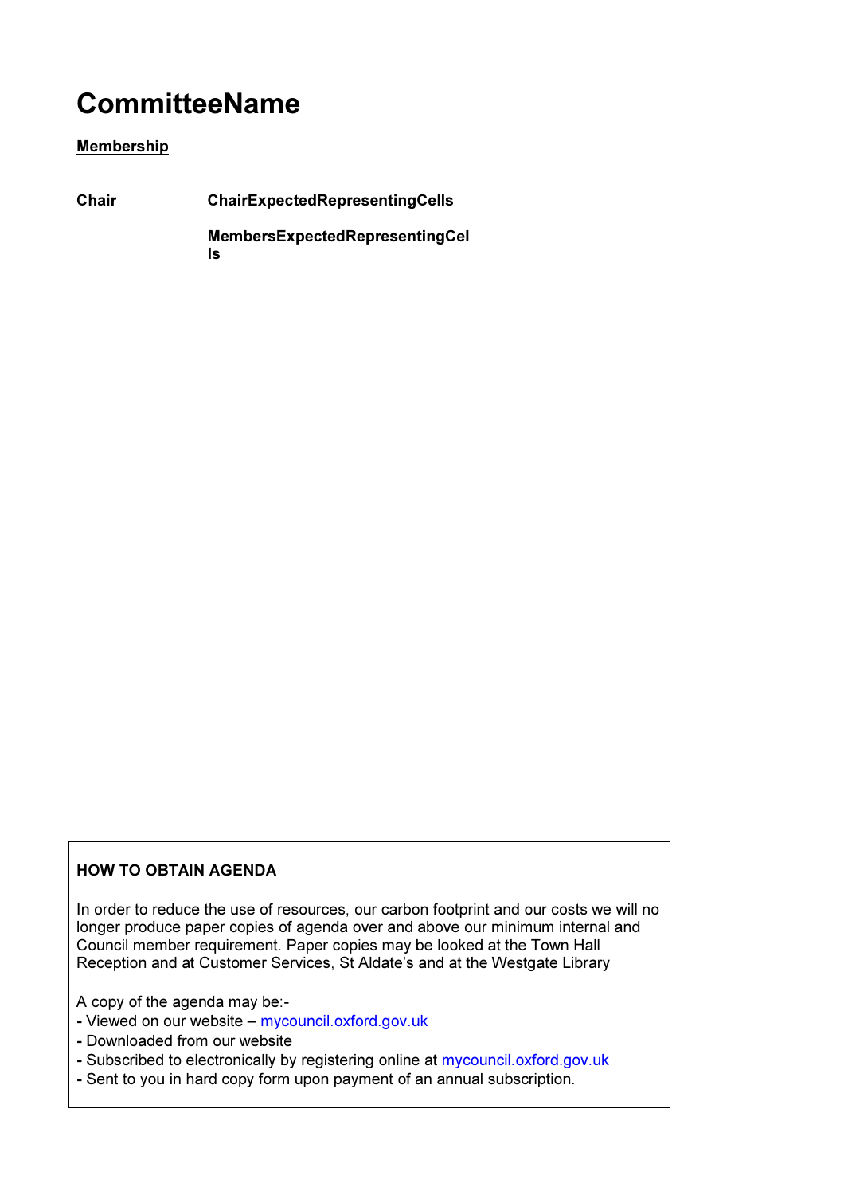# CommitteeName

**Membership**

| | |
|---|---|
| **Chair** | **ChairExpectedRepresentingCells** |
| | **MembersExpectedRepresentingCells** |

**HOW TO OBTAIN AGENDA**

In order to reduce the use of resources, our carbon footprint and our costs we will no longer produce paper copies of agenda over and above our minimum internal and Council member requirement. Paper copies may be looked at the Town Hall Reception and at Customer Services, St Aldate's and at the Westgate Library

A copy of the agenda may be:-
- Viewed on our website – mycouncil.oxford.gov.uk
- Downloaded from our website
- Subscribed to electronically by registering online at mycouncil.oxford.gov.uk
- Sent to you in hard copy form upon payment of an annual subscription.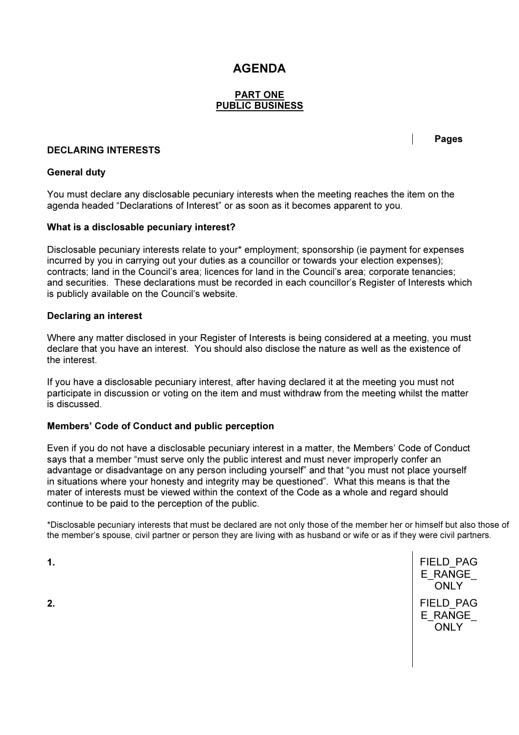# AGENDA

## PART ONE
## PUBLIC BUSINESS

**Pages**

**DECLARING INTERESTS**

**General duty**

You must declare any disclosable pecuniary interests when the meeting reaches the item on the agenda headed “Declarations of Interest” or as soon as it becomes apparent to you.

**What is a disclosable pecuniary interest?**

Disclosable pecuniary interests relate to your* employment; sponsorship (ie payment for expenses incurred by you in carrying out your duties as a councillor or towards your election expenses); contracts; land in the Council’s area; licences for land in the Council’s area; corporate tenancies; and securities. These declarations must be recorded in each councillor’s Register of Interests which is publicly available on the Council’s website.

**Declaring an interest**

Where any matter disclosed in your Register of Interests is being considered at a meeting, you must declare that you have an interest. You should also disclose the nature as well as the existence of the interest.

If you have a disclosable pecuniary interest, after having declared it at the meeting you must not participate in discussion or voting on the item and must withdraw from the meeting whilst the matter is discussed.

**Members’ Code of Conduct and public perception**

Even if you do not have a disclosable pecuniary interest in a matter, the Members’ Code of Conduct says that a member “must serve only the public interest and must never improperly confer an advantage or disadvantage on any person including yourself” and that “you must not place yourself in situations where your honesty and integrity may be questioned”. What this means is that the mater of interests must be viewed within the context of the Code as a whole and regard should continue to be paid to the perception of the public.

*Disclosable pecuniary interests that must be declared are not only those of the member her or himself but also those of the member’s spouse, civil partner or person they are living with as husband or wife or as if they were civil partners.

| | | |
|---|---|---|
| **1.** | | FIELD_PAGE_RANGE_ONLY |
| **2.** | | FIELD_PAGE_RANGE_ONLY |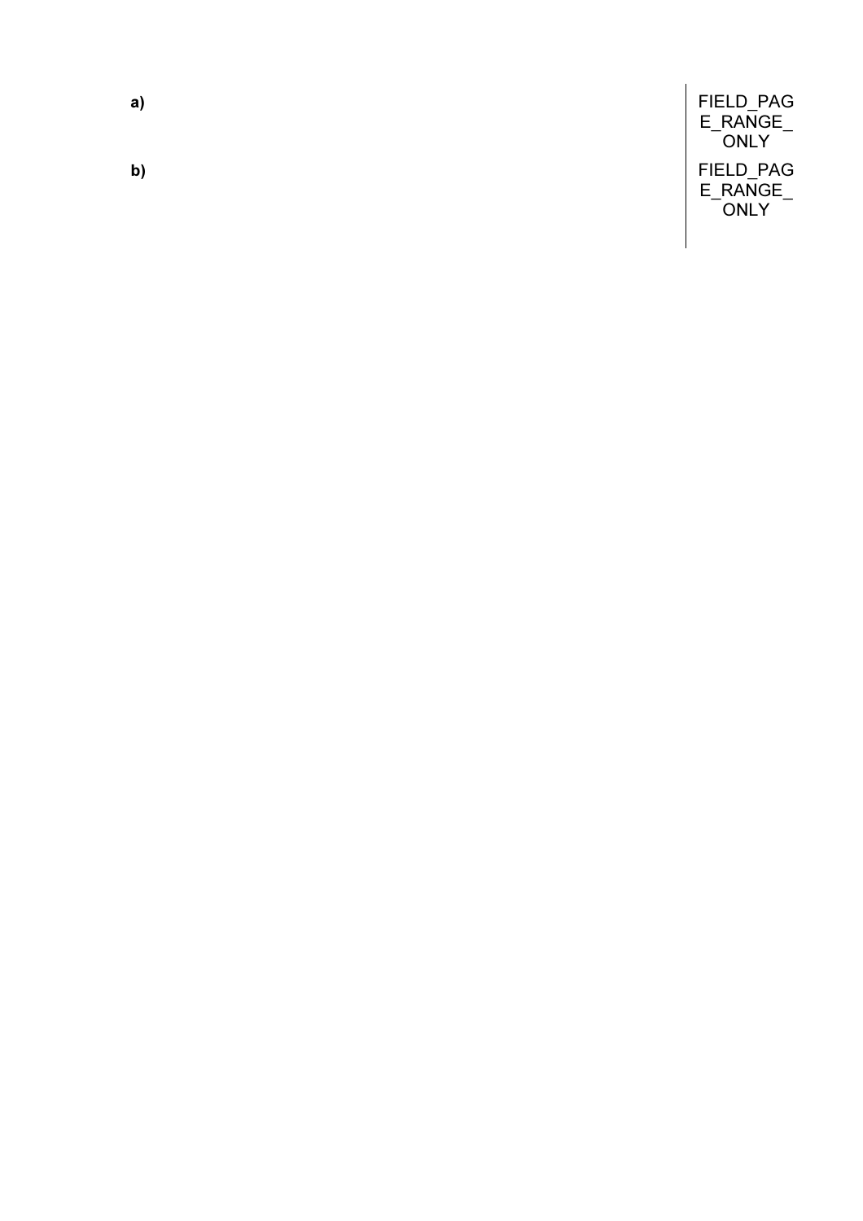| | |
|---|---|
| **a)** | FIELD_PAGE_RANGE_ONLY |
| **b)** | FIELD_PAGE_RANGE_ONLY |